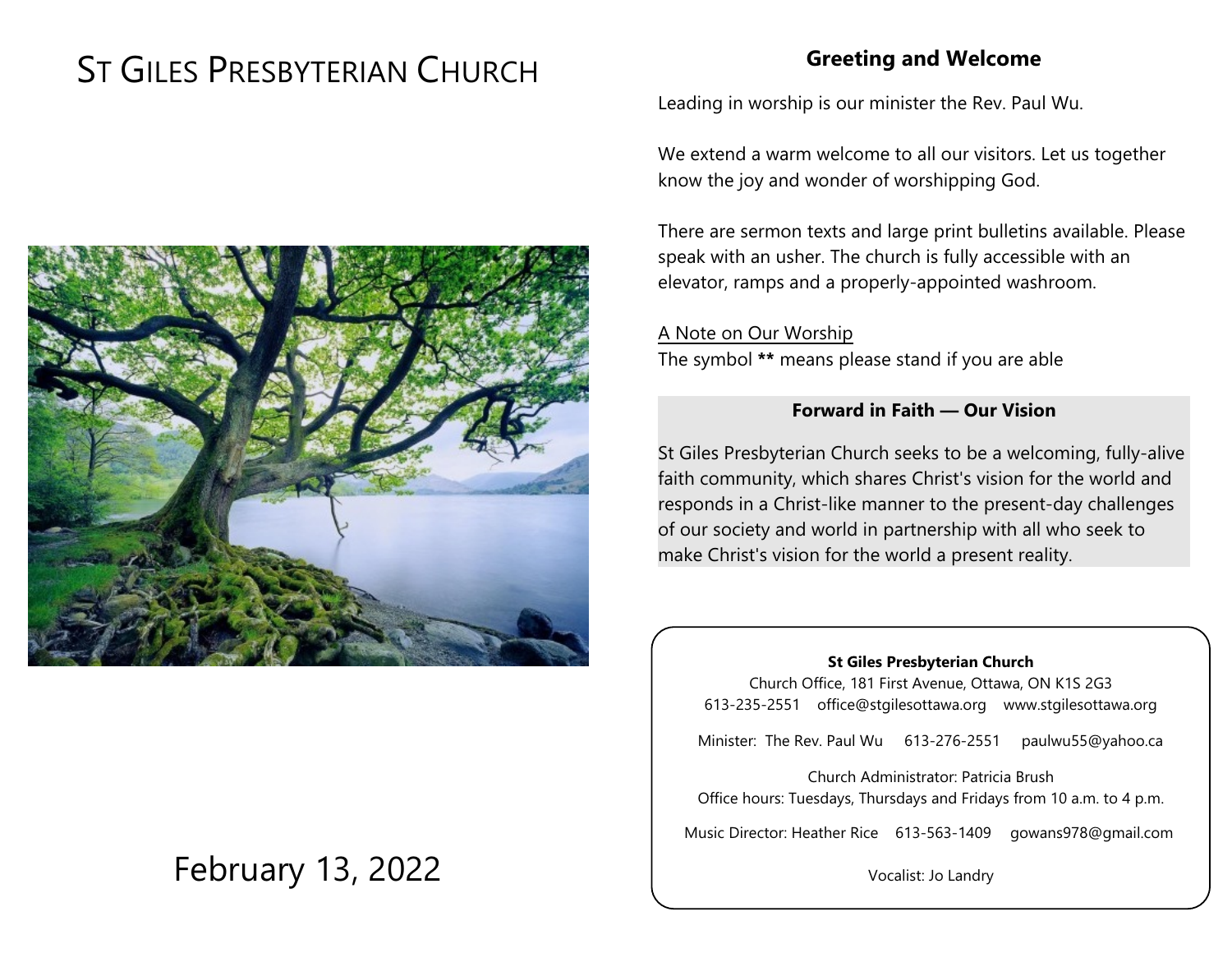# St Giles Presbyterian Church

February 13, 2022

## Greeting and Welcome

Leading in worship is our minister the Rev. Paul Wu.

We extend a warm welcome to all our visitors. Let us together know the joy and wonder of worshipping God.

There are sermon texts and large print bulletins available. Please speak with an usher. The church is fully accessible with an elevator, ramps and a properly-appointed washroom.

A Note on Our Worship
The symbol **\*\*** means please stand if you are able

### Forward in Faith — Our Vision

St Giles Presbyterian Church seeks to be a welcoming, fully-alive faith community, which shares Christ's vision for the world and responds in a Christ-like manner to the present-day challenges of our society and world in partnership with all who seek to make Christ's vision for the world a present reality.

**St Giles Presbyterian Church**
Church Office, 181 First Avenue, Ottawa, ON K1S 2G3
613-235-2551 office@stgilesottawa.org www.stgilesottawa.org

Minister: The Rev. Paul Wu 613-276-2551 paulwu55@yahoo.ca

Church Administrator: Patricia Brush
Office hours: Tuesdays, Thursdays and Fridays from 10 a.m. to 4 p.m.

Music Director: Heather Rice 613-563-1409 gowans978@gmail.com

Vocalist: Jo Landry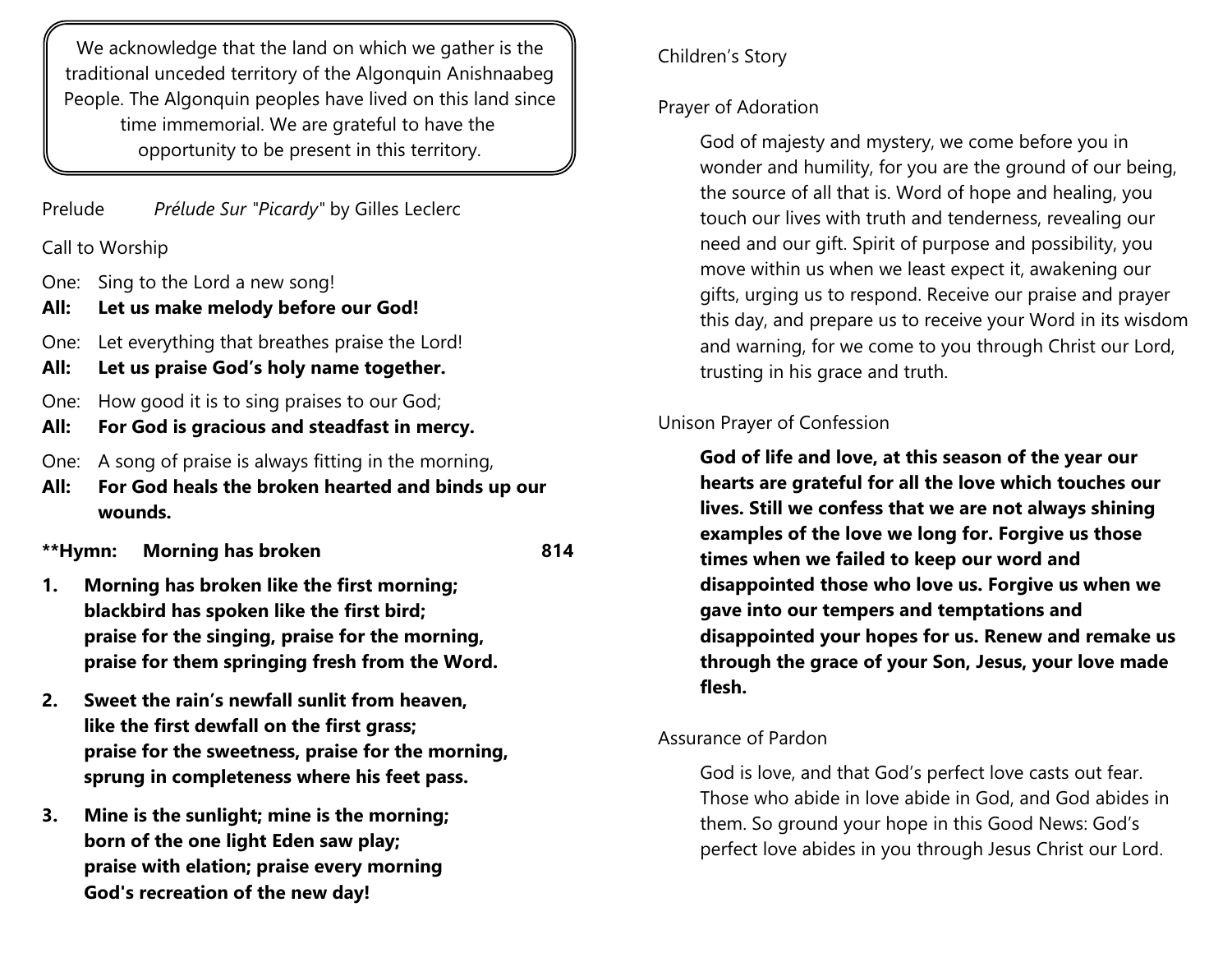> We acknowledge that the land on which we gather is the traditional unceded territory of the Algonquin Anishnaabeg People. The Algonquin peoples have lived on this land since time immemorial. We are grateful to have the opportunity to be present in this territory.

Prelude *Prélude Sur "Picardy"* by Gilles Leclerc

Call to Worship

One: Sing to the Lord a new song!
**All: Let us make melody before our God!**

One: Let everything that breathes praise the Lord!
**All: Let us praise God's holy name together.**

One: How good it is to sing praises to our God;
**All: For God is gracious and steadfast in mercy.**

One: A song of praise is always fitting in the morning,
**All: For God heals the broken hearted and binds up our wounds.**

**\*\*Hymn: Morning has broken 814**

**1. Morning has broken like the first morning;
blackbird has spoken like the first bird;
praise for the singing, praise for the morning,
praise for them springing fresh from the Word.**

**2. Sweet the rain's newfall sunlit from heaven,
like the first dewfall on the first grass;
praise for the sweetness, praise for the morning,
sprung in completeness where his feet pass.**

**3. Mine is the sunlight; mine is the morning;
born of the one light Eden saw play;
praise with elation; praise every morning
God's recreation of the new day!**

Children's Story

Prayer of Adoration

God of majesty and mystery, we come before you in wonder and humility, for you are the ground of our being, the source of all that is. Word of hope and healing, you touch our lives with truth and tenderness, revealing our need and our gift. Spirit of purpose and possibility, you move within us when we least expect it, awakening our gifts, urging us to respond. Receive our praise and prayer this day, and prepare us to receive your Word in its wisdom and warning, for we come to you through Christ our Lord, trusting in his grace and truth.

Unison Prayer of Confession

**God of life and love, at this season of the year our hearts are grateful for all the love which touches our lives. Still we confess that we are not always shining examples of the love we long for. Forgive us those times when we failed to keep our word and disappointed those who love us. Forgive us when we gave into our tempers and temptations and disappointed your hopes for us. Renew and remake us through the grace of your Son, Jesus, your love made flesh.**

Assurance of Pardon

God is love, and that God's perfect love casts out fear. Those who abide in love abide in God, and God abides in them. So ground your hope in this Good News: God's perfect love abides in you through Jesus Christ our Lord.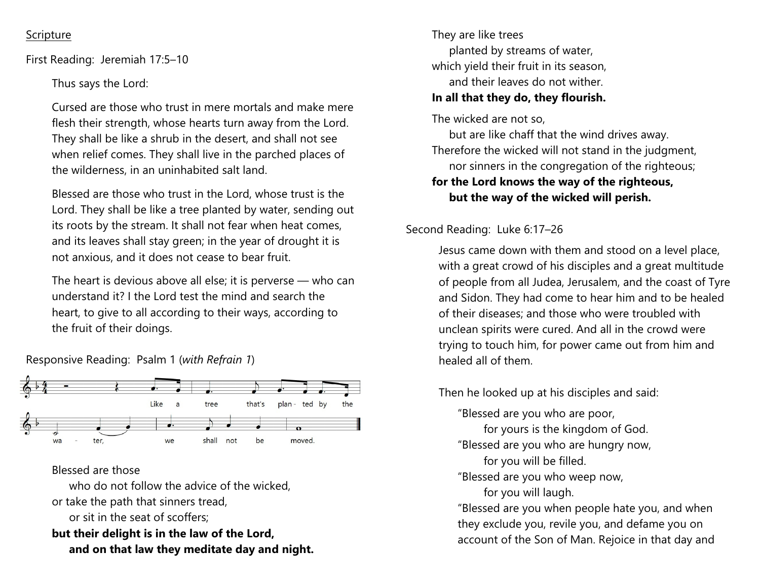Scripture

First Reading: Jeremiah 17:5–10

Thus says the Lord:

Cursed are those who trust in mere mortals and make mere flesh their strength, whose hearts turn away from the Lord. They shall be like a shrub in the desert, and shall not see when relief comes. They shall live in the parched places of the wilderness, in an uninhabited salt land.

Blessed are those who trust in the Lord, whose trust is the Lord. They shall be like a tree planted by water, sending out its roots by the stream. It shall not fear when heat comes, and its leaves shall stay green; in the year of drought it is not anxious, and it does not cease to bear fruit.

The heart is devious above all else; it is perverse — who can understand it? I the Lord test the mind and search the heart, to give to all according to their ways, according to the fruit of their doings.

Responsive Reading: Psalm 1 (*with Refrain 1*)

Like a tree that's plan - ted by the wa - ter, we shall not be moved.

Blessed are those
who do not follow the advice of the wicked,
or take the path that sinners tread,
or sit in the seat of scoffers;
**but their delight is in the law of the Lord,**
**and on that law they meditate day and night.**

They are like trees
planted by streams of water,
which yield their fruit in its season,
and their leaves do not wither.
**In all that they do, they flourish.**

The wicked are not so,
but are like chaff that the wind drives away.
Therefore the wicked will not stand in the judgment,
nor sinners in the congregation of the righteous;
**for the Lord knows the way of the righteous,**
**but the way of the wicked will perish.**

Second Reading: Luke 6:17–26

Jesus came down with them and stood on a level place, with a great crowd of his disciples and a great multitude of people from all Judea, Jerusalem, and the coast of Tyre and Sidon. They had come to hear him and to be healed of their diseases; and those who were troubled with unclean spirits were cured. And all in the crowd were trying to touch him, for power came out from him and healed all of them.

Then he looked up at his disciples and said:

"Blessed are you who are poor,
for yours is the kingdom of God.
"Blessed are you who are hungry now,
for you will be filled.
"Blessed are you who weep now,
for you will laugh.
"Blessed are you when people hate you, and when they exclude you, revile you, and defame you on account of the Son of Man. Rejoice in that day and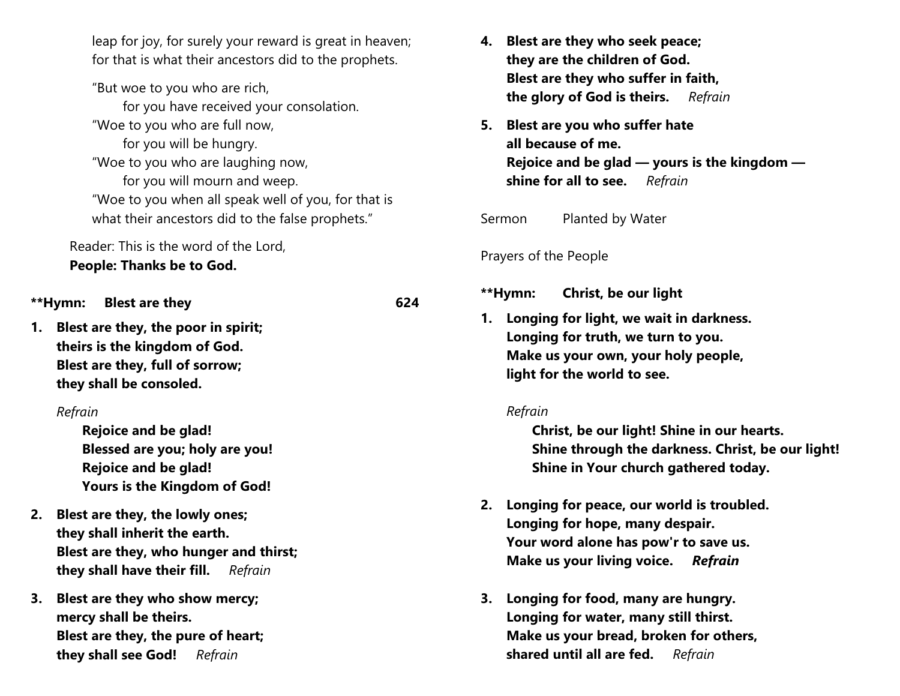leap for joy, for surely your reward is great in heaven;
for that is what their ancestors did to the prophets.

"But woe to you who are rich,
  for you have received your consolation.
"Woe to you who are full now,
  for you will be hungry.
"Woe to you who are laughing now,
  for you will mourn and weep.
"Woe to you when all speak well of you, for that is what their ancestors did to the false prophets."

Reader: This is the word of the Lord,
**People: Thanks be to God.**

**\*\*Hymn: Blest are they 624**

**1. Blest are they, the poor in spirit;
theirs is the kingdom of God.
Blest are they, full of sorrow;
they shall be consoled.**

*Refrain*

**Rejoice and be glad!
Blessed are you; holy are you!
Rejoice and be glad!
Yours is the Kingdom of God!**

**2. Blest are they, the lowly ones;
they shall inherit the earth.
Blest are they, who hunger and thirst;
they shall have their fill.** *Refrain*

**3. Blest are they who show mercy;
mercy shall be theirs.
Blest are they, the pure of heart;
they shall see God!** *Refrain*

**4. Blest are they who seek peace;
they are the children of God.
Blest are they who suffer in faith,
the glory of God is theirs.** *Refrain*

**5. Blest are you who suffer hate
all because of me.
Rejoice and be glad — yours is the kingdom —
shine for all to see.** *Refrain*

Sermon  Planted by Water

Prayers of the People

**\*\*Hymn: Christ, be our light**

**1. Longing for light, we wait in darkness.
Longing for truth, we turn to you.
Make us your own, your holy people,
light for the world to see.**

*Refrain*

**Christ, be our light! Shine in our hearts.
Shine through the darkness. Christ, be our light!
Shine in Your church gathered today.**

**2. Longing for peace, our world is troubled.
Longing for hope, many despair.
Your word alone has pow'r to save us.
Make us your living voice.** ***Refrain***

**3. Longing for food, many are hungry.
Longing for water, many still thirst.
Make us your bread, broken for others,
shared until all are fed.** *Refrain*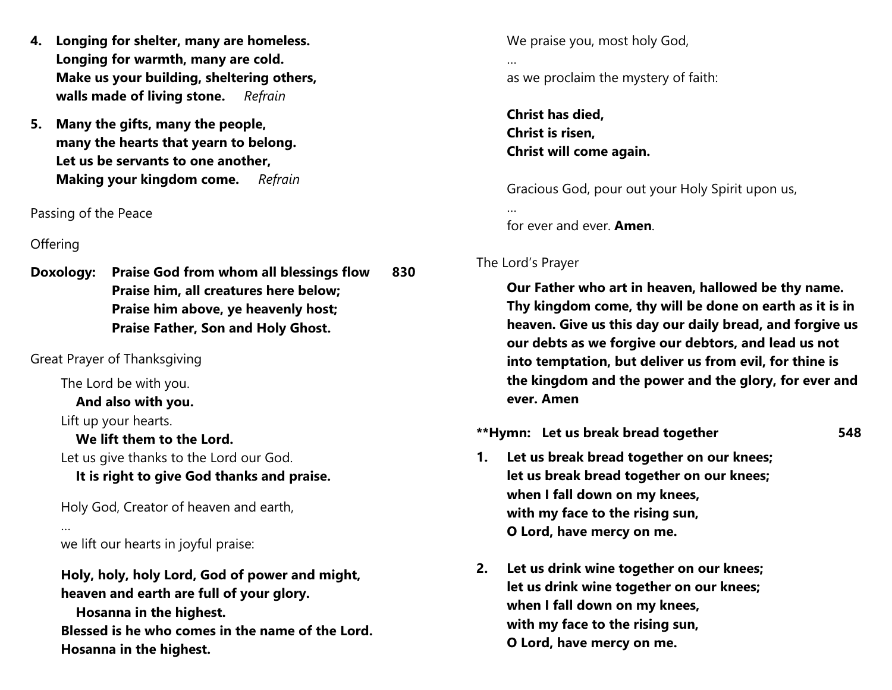4. **Longing for shelter, many are homeless.
   Longing for warmth, many are cold.
   Make us your building, sheltering others,
   walls made of living stone.** *Refrain*

5. **Many the gifts, many the people,
   many the hearts that yearn to belong.
   Let us be servants to one another,
   Making your kingdom come.** *Refrain*

Passing of the Peace

Offering

**Doxology: Praise God from whom all blessings flow 830**
**Praise him, all creatures here below;
Praise him above, ye heavenly host;
Praise Father, Son and Holy Ghost.**

Great Prayer of Thanksgiving

The Lord be with you.
**And also with you.**
Lift up your hearts.
**We lift them to the Lord.**
Let us give thanks to the Lord our God.
**It is right to give God thanks and praise.**

Holy God, Creator of heaven and earth,
…
we lift our hearts in joyful praise:

**Holy, holy, holy Lord, God of power and might,
heaven and earth are full of your glory.
Hosanna in the highest.
Blessed is he who comes in the name of the Lord.
Hosanna in the highest.**

We praise you, most holy God,
…
as we proclaim the mystery of faith:

**Christ has died,
Christ is risen,
Christ will come again.**

Gracious God, pour out your Holy Spirit upon us,
…
for ever and ever. **Amen**.

The Lord's Prayer

**Our Father who art in heaven, hallowed be thy name. Thy kingdom come, thy will be done on earth as it is in heaven. Give us this day our daily bread, and forgive us our debts as we forgive our debtors, and lead us not into temptation, but deliver us from evil, for thine is the kingdom and the power and the glory, for ever and ever. Amen**

**\*\*Hymn: Let us break bread together 548**

1. **Let us break bread together on our knees;
   let us break bread together on our knees;
   when I fall down on my knees,
   with my face to the rising sun,
   O Lord, have mercy on me.**

2. **Let us drink wine together on our knees;
   let us drink wine together on our knees;
   when I fall down on my knees,
   with my face to the rising sun,
   O Lord, have mercy on me.**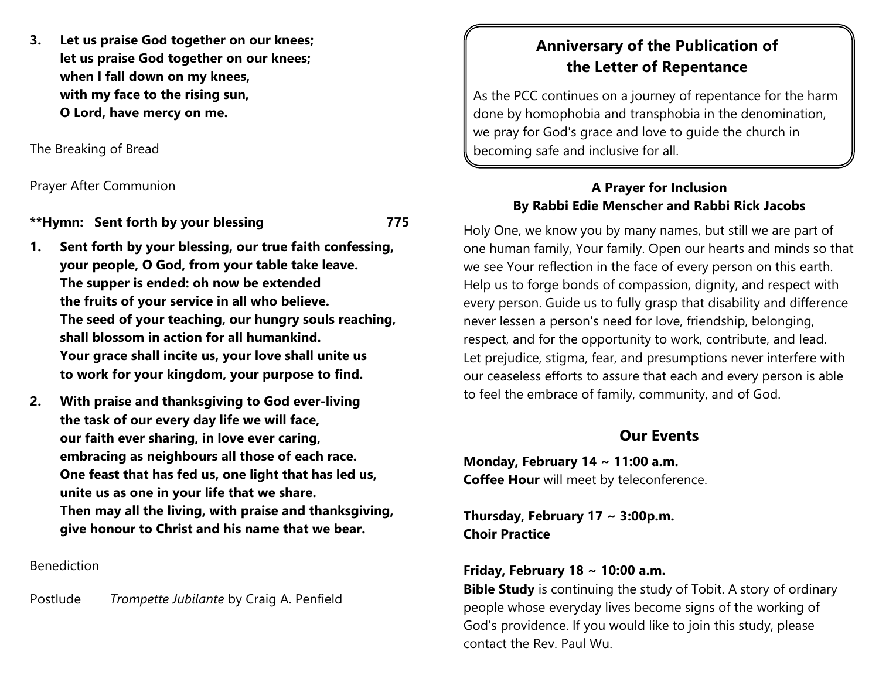**3. Let us praise God together on our knees;**
**let us praise God together on our knees;**
**when I fall down on my knees,**
**with my face to the rising sun,**
**O Lord, have mercy on me.**

The Breaking of Bread

Prayer After Communion

**\*\*Hymn: Sent forth by your blessing 775**

**1. Sent forth by your blessing, our true faith confessing,**
**your people, O God, from your table take leave.**
**The supper is ended: oh now be extended**
**the fruits of your service in all who believe.**
**The seed of your teaching, our hungry souls reaching,**
**shall blossom in action for all humankind.**
**Your grace shall incite us, your love shall unite us**
**to work for your kingdom, your purpose to find.**

**2. With praise and thanksgiving to God ever-living**
**the task of our every day life we will face,**
**our faith ever sharing, in love ever caring,**
**embracing as neighbours all those of each race.**
**One feast that has fed us, one light that has led us,**
**unite us as one in your life that we share.**
**Then may all the living, with praise and thanksgiving,**
**give honour to Christ and his name that we bear.**

Benediction

Postlude *Trompette Jubilante* by Craig A. Penfield

## Anniversary of the Publication of the Letter of Repentance

As the PCC continues on a journey of repentance for the harm done by homophobia and transphobia in the denomination, we pray for God's grace and love to guide the church in becoming safe and inclusive for all.

**A Prayer for Inclusion**
**By Rabbi Edie Menscher and Rabbi Rick Jacobs**

Holy One, we know you by many names, but still we are part of one human family, Your family. Open our hearts and minds so that we see Your reflection in the face of every person on this earth. Help us to forge bonds of compassion, dignity, and respect with every person. Guide us to fully grasp that disability and difference never lessen a person's need for love, friendship, belonging, respect, and for the opportunity to work, contribute, and lead. Let prejudice, stigma, fear, and presumptions never interfere with our ceaseless efforts to assure that each and every person is able to feel the embrace of family, community, and of God.

## Our Events

**Monday, February 14 ~ 11:00 a.m.**
**Coffee Hour** will meet by teleconference.

**Thursday, February 17 ~ 3:00p.m.**
**Choir Practice**

**Friday, February 18 ~ 10:00 a.m.**
**Bible Study** is continuing the study of Tobit. A story of ordinary people whose everyday lives become signs of the working of God's providence. If you would like to join this study, please contact the Rev. Paul Wu.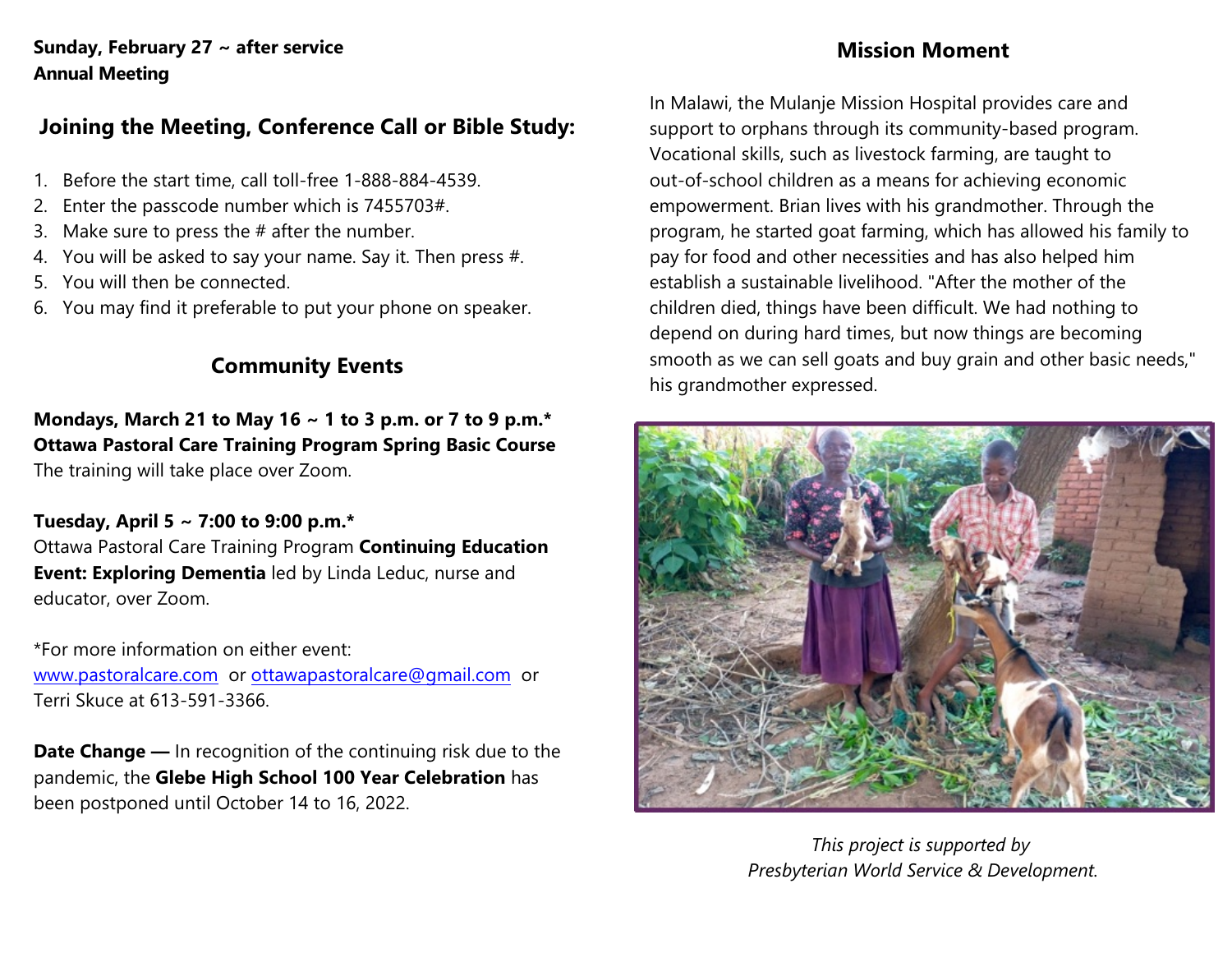**Sunday, February 27 ~ after service**
**Annual Meeting**

## Joining the Meeting, Conference Call or Bible Study:

1. Before the start time, call toll-free 1-888-884-4539.
2. Enter the passcode number which is 7455703#.
3. Make sure to press the # after the number.
4. You will be asked to say your name. Say it. Then press #.
5. You will then be connected.
6. You may find it preferable to put your phone on speaker.

## Community Events

**Mondays, March 21 to May 16 ~ 1 to 3 p.m. or 7 to 9 p.m.***
**Ottawa Pastoral Care Training Program Spring Basic Course**
The training will take place over Zoom.

**Tuesday, April 5 ~ 7:00 to 9:00 p.m.***
Ottawa Pastoral Care Training Program **Continuing Education Event: Exploring Dementia** led by Linda Leduc, nurse and educator, over Zoom.

*For more information on either event:
www.pastoralcare.com or ottawapastoralcare@gmail.com or Terri Skuce at 613-591-3366.

**Date Change —** In recognition of the continuing risk due to the pandemic, the **Glebe High School 100 Year Celebration** has been postponed until October 14 to 16, 2022.

## Mission Moment

In Malawi, the Mulanje Mission Hospital provides care and support to orphans through its community-based program. Vocational skills, such as livestock farming, are taught to out-of-school children as a means for achieving economic empowerment. Brian lives with his grandmother. Through the program, he started goat farming, which has allowed his family to pay for food and other necessities and has also helped him establish a sustainable livelihood. "After the mother of the children died, things have been difficult. We had nothing to depend on during hard times, but now things are becoming smooth as we can sell goats and buy grain and other basic needs," his grandmother expressed.

*This project is supported by Presbyterian World Service & Development.*